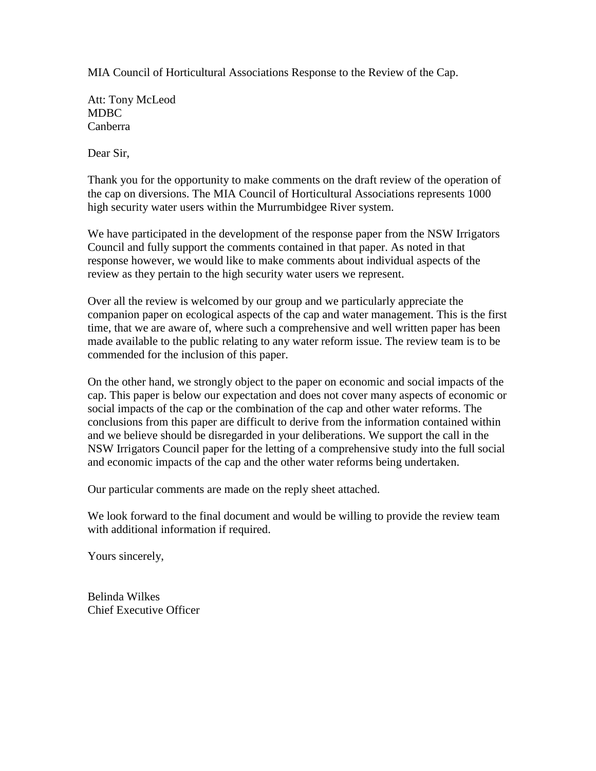MIA Council of Horticultural Associations Response to the Review of the Cap.

Att: Tony McLeod
MDBC
Canberra

Dear Sir,

Thank you for the opportunity to make comments on the draft review of the operation of the cap on diversions. The MIA Council of Horticultural Associations represents 1000 high security water users within the Murrumbidgee River system.

We have participated in the development of the response paper from the NSW Irrigators Council and fully support the comments contained in that paper. As noted in that response however, we would like to make comments about individual aspects of the review as they pertain to the high security water users we represent.

Over all the review is welcomed by our group and we particularly appreciate the companion paper on ecological aspects of the cap and water management. This is the first time, that we are aware of, where such a comprehensive and well written paper has been made available to the public relating to any water reform issue. The review team is to be commended for the inclusion of this paper.

On the other hand, we strongly object to the paper on economic and social impacts of the cap. This paper is below our expectation and does not cover many aspects of economic or social impacts of the cap or the combination of the cap and other water reforms. The conclusions from this paper are difficult to derive from the information contained within and we believe should be disregarded in your deliberations. We support the call in the NSW Irrigators Council paper for the letting of a comprehensive study into the full social and economic impacts of the cap and the other water reforms being undertaken.

Our particular comments are made on the reply sheet attached.

We look forward to the final document and would be willing to provide the review team with additional information if required.

Yours sincerely,

Belinda Wilkes
Chief Executive Officer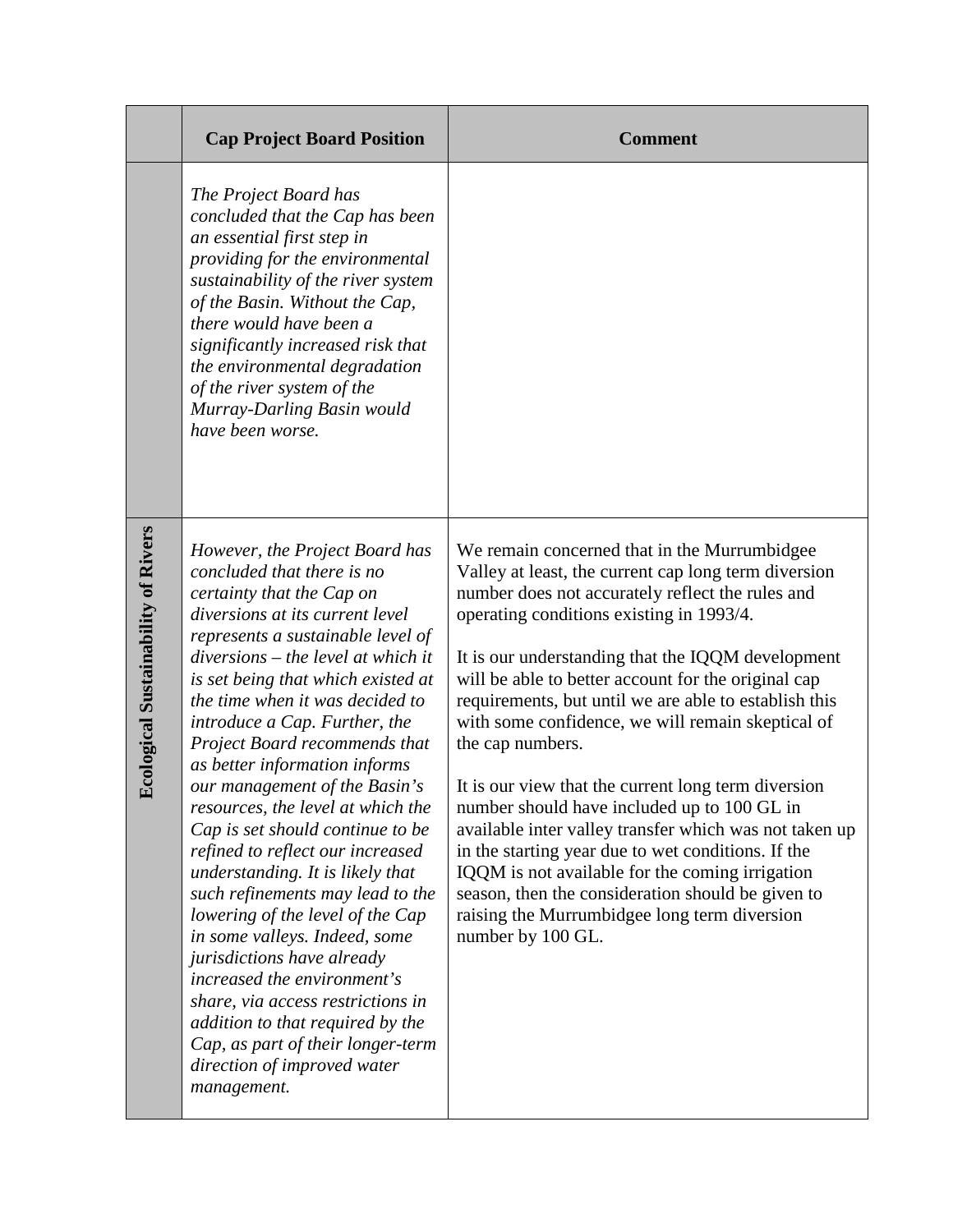| | Cap Project Board Position | Comment |
|---|---|---|
| | *The Project Board has concluded that the Cap has been an essential first step in providing for the environmental sustainability of the river system of the Basin. Without the Cap, there would have been a significantly increased risk that the environmental degradation of the river system of the Murray-Darling Basin would have been worse.* | |
| **Ecological Sustainability of Rivers** | *However, the Project Board has concluded that there is no certainty that the Cap on diversions at its current level represents a sustainable level of diversions – the level at which it is set being that which existed at the time when it was decided to introduce a Cap. Further, the Project Board recommends that as better information informs our management of the Basin's resources, the level at which the Cap is set should continue to be refined to reflect our increased understanding. It is likely that such refinements may lead to the lowering of the level of the Cap in some valleys. Indeed, some jurisdictions have already increased the environment's share, via access restrictions in addition to that required by the Cap, as part of their longer-term direction of improved water management.* | We remain concerned that in the Murrumbidgee Valley at least, the current cap long term diversion number does not accurately reflect the rules and operating conditions existing in 1993/4.<br><br>It is our understanding that the IQQM development will be able to better account for the original cap requirements, but until we are able to establish this with some confidence, we will remain skeptical of the cap numbers.<br><br>It is our view that the current long term diversion number should have included up to 100 GL in available inter valley transfer which was not taken up in the starting year due to wet conditions. If the IQQM is not available for the coming irrigation season, then the consideration should be given to raising the Murrumbidgee long term diversion number by 100 GL. |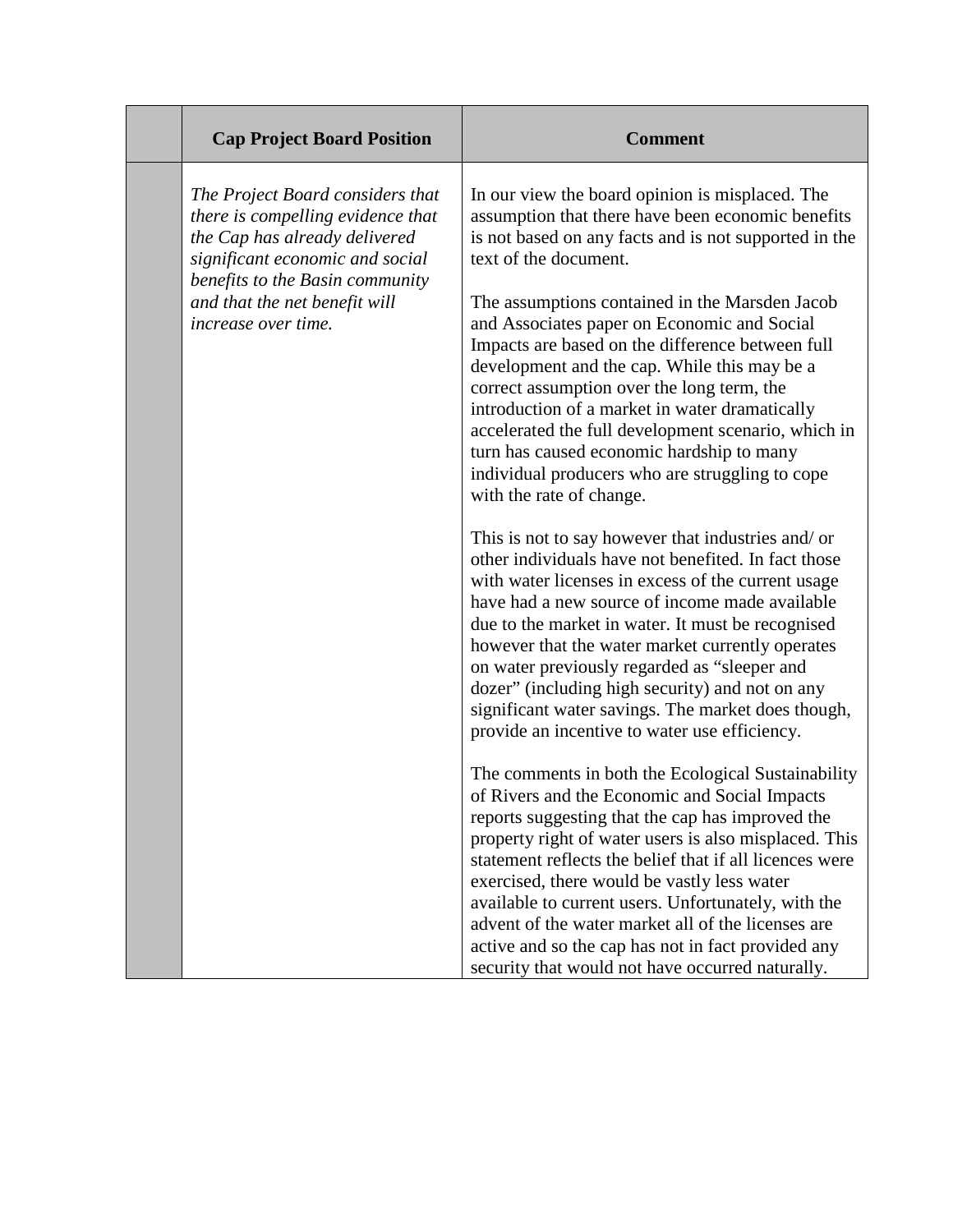| | Cap Project Board Position | Comment |
|---|---|---|
| | *The Project Board considers that there is compelling evidence that the Cap has already delivered significant economic and social benefits to the Basin community and that the net benefit will increase over time.* | In our view the board opinion is misplaced. The assumption that there have been economic benefits is not based on any facts and is not supported in the text of the document.<br><br>The assumptions contained in the Marsden Jacob and Associates paper on Economic and Social Impacts are based on the difference between full development and the cap. While this may be a correct assumption over the long term, the introduction of a market in water dramatically accelerated the full development scenario, which in turn has caused economic hardship to many individual producers who are struggling to cope with the rate of change.<br><br>This is not to say however that industries and/ or other individuals have not benefited. In fact those with water licenses in excess of the current usage have had a new source of income made available due to the market in water. It must be recognised however that the water market currently operates on water previously regarded as "sleeper and dozer" (including high security) and not on any significant water savings. The market does though, provide an incentive to water use efficiency.<br><br>The comments in both the Ecological Sustainability of Rivers and the Economic and Social Impacts reports suggesting that the cap has improved the property right of water users is also misplaced. This statement reflects the belief that if all licences were exercised, there would be vastly less water available to current users. Unfortunately, with the advent of the water market all of the licenses are active and so the cap has not in fact provided any security that would not have occurred naturally. |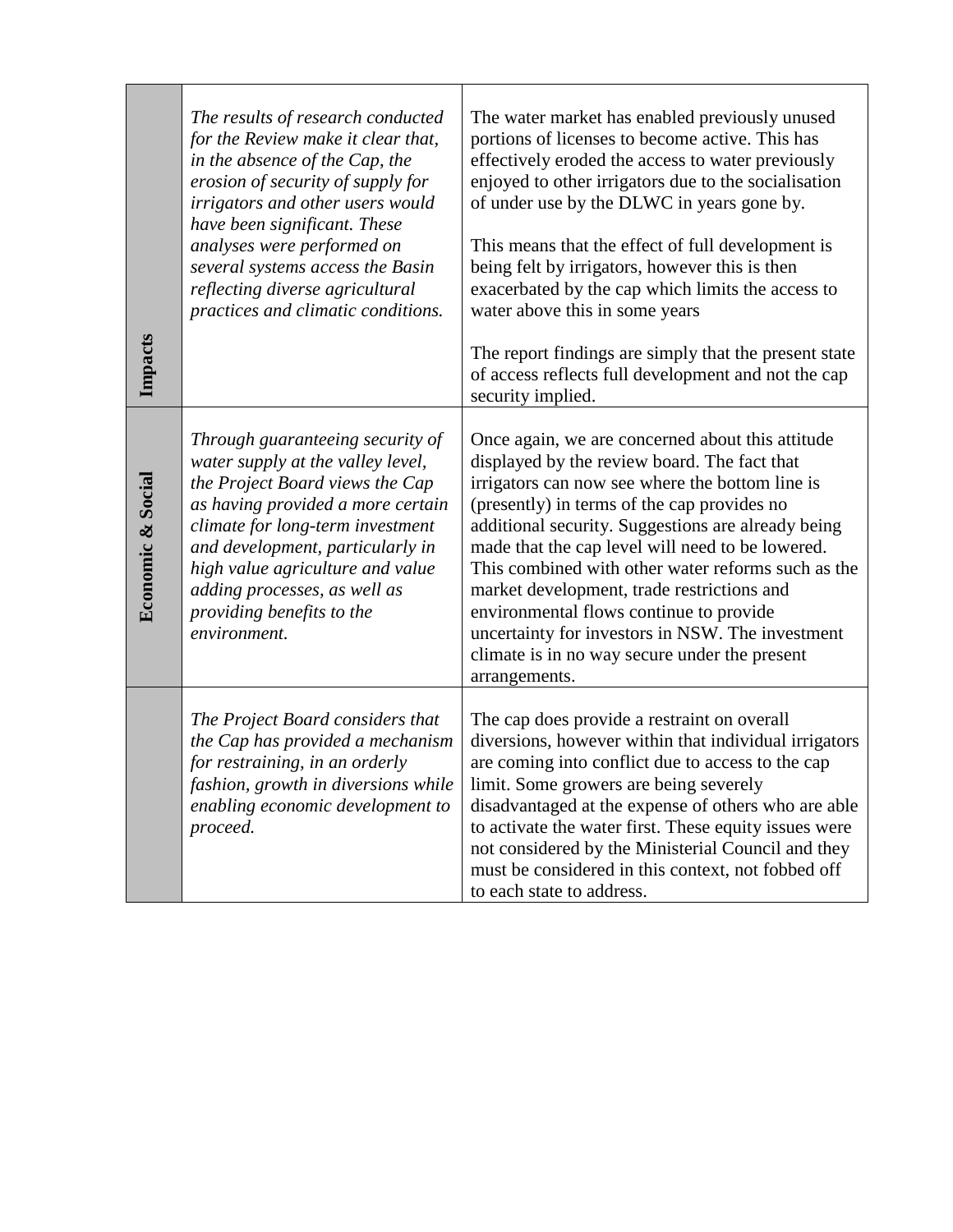| | | |
|---|---|---|
| **Impacts** | *The results of research conducted for the Review make it clear that, in the absence of the Cap, the erosion of security of supply for irrigators and other users would have been significant. These analyses were performed on several systems access the Basin reflecting diverse agricultural practices and climatic conditions.* | The water market has enabled previously unused portions of licenses to become active. This has effectively eroded the access to water previously enjoyed to other irrigators due to the socialisation of under use by the DLWC in years gone by.<br><br>This means that the effect of full development is being felt by irrigators, however this is then exacerbated by the cap which limits the access to water above this in some years<br><br>The report findings are simply that the present state of access reflects full development and not the cap security implied. |
| **Economic & Social** | *Through guaranteeing security of water supply at the valley level, the Project Board views the Cap as having provided a more certain climate for long-term investment and development, particularly in high value agriculture and value adding processes, as well as providing benefits to the environment.* | Once again, we are concerned about this attitude displayed by the review board. The fact that irrigators can now see where the bottom line is (presently) in terms of the cap provides no additional security. Suggestions are already being made that the cap level will need to be lowered. This combined with other water reforms such as the market development, trade restrictions and environmental flows continue to provide uncertainty for investors in NSW. The investment climate is in no way secure under the present arrangements. |
| | *The Project Board considers that the Cap has provided a mechanism for restraining, in an orderly fashion, growth in diversions while enabling economic development to proceed.* | The cap does provide a restraint on overall diversions, however within that individual irrigators are coming into conflict due to access to the cap limit. Some growers are being severely disadvantaged at the expense of others who are able to activate the water first. These equity issues were not considered by the Ministerial Council and they must be considered in this context, not fobbed off to each state to address. |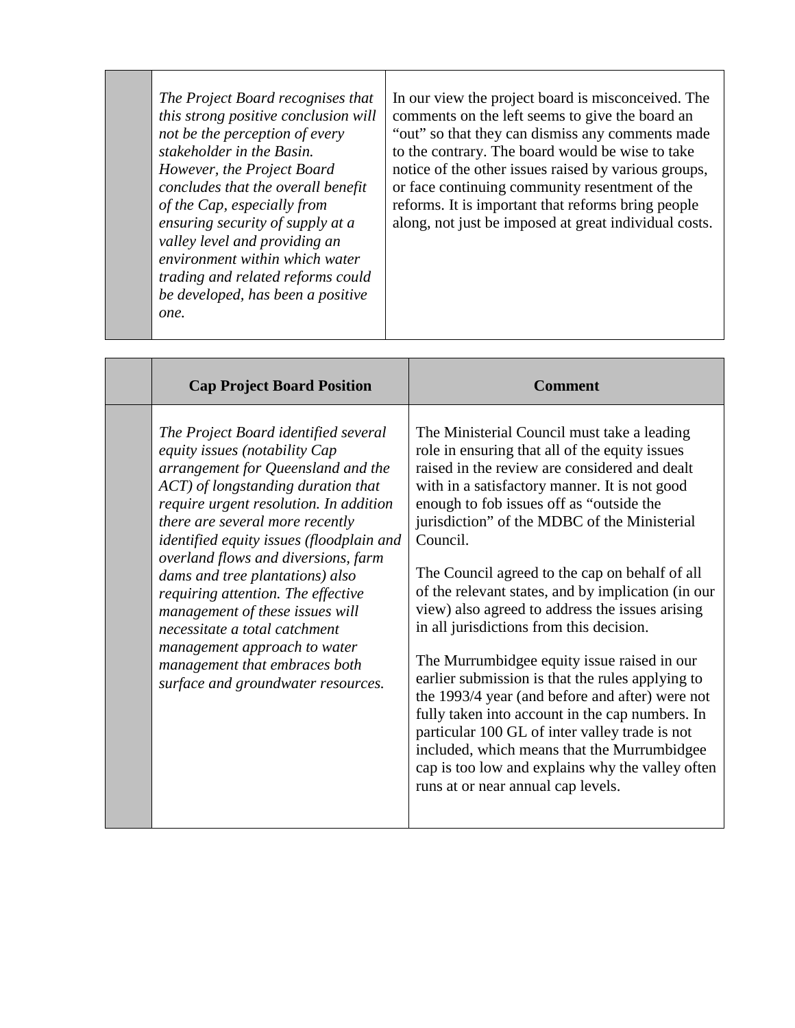|  | *The Project Board recognises that this strong positive conclusion will not be the perception of every stakeholder in the Basin. However, the Project Board concludes that the overall benefit of the Cap, especially from ensuring security of supply at a valley level and providing an environment within which water trading and related reforms could be developed, has been a positive one.* | In our view the project board is misconceived. The comments on the left seems to give the board an "out" so that they can dismiss any comments made to the contrary. The board would be wise to take notice of the other issues raised by various groups, or face continuing community resentment of the reforms. It is important that reforms bring people along, not just be imposed at great individual costs. |
|---|---|---|

|  | **Cap Project Board Position** | **Comment** |
|---|---|---|
|  | *The Project Board identified several equity issues (notability Cap arrangement for Queensland and the ACT) of longstanding duration that require urgent resolution. In addition there are several more recently identified equity issues (floodplain and overland flows and diversions, farm dams and tree plantations) also requiring attention. The effective management of these issues will necessitate a total catchment management approach to water management that embraces both surface and groundwater resources.* | The Ministerial Council must take a leading role in ensuring that all of the equity issues raised in the review are considered and dealt with in a satisfactory manner. It is not good enough to fob issues off as "outside the jurisdiction" of the MDBC of the Ministerial Council.<br><br>The Council agreed to the cap on behalf of all of the relevant states, and by implication (in our view) also agreed to address the issues arising in all jurisdictions from this decision.<br><br>The Murrumbidgee equity issue raised in our earlier submission is that the rules applying to the 1993/4 year (and before and after) were not fully taken into account in the cap numbers. In particular 100 GL of inter valley trade is not included, which means that the Murrumbidgee cap is too low and explains why the valley often runs at or near annual cap levels. |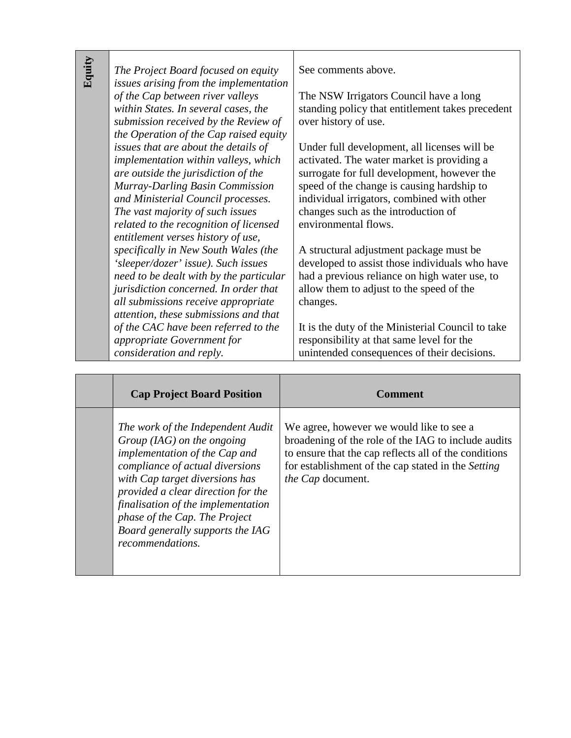| | | |
|---|---|---|
| **Equity** | *The Project Board focused on equity issues arising from the implementation of the Cap between river valleys within States. In several cases, the submission received by the Review of the Operation of the Cap raised equity issues that are about the details of implementation within valleys, which are outside the jurisdiction of the Murray-Darling Basin Commission and Ministerial Council processes. The vast majority of such issues related to the recognition of licensed entitlement verses history of use, specifically in New South Wales (the 'sleeper/dozer' issue). Such issues need to be dealt with by the particular jurisdiction concerned. In order that all submissions receive appropriate attention, these submissions and that of the CAC have been referred to the appropriate Government for consideration and reply.* | See comments above.<br><br>The NSW Irrigators Council have a long standing policy that entitlement takes precedent over history of use.<br><br>Under full development, all licenses will be activated. The water market is providing a surrogate for full development, however the speed of the change is causing hardship to individual irrigators, combined with other changes such as the introduction of environmental flows.<br><br>A structural adjustment package must be developed to assist those individuals who have had a previous reliance on high water use, to allow them to adjust to the speed of the changes.<br><br>It is the duty of the Ministerial Council to take responsibility at that same level for the unintended consequences of their decisions. |

| | **Cap Project Board Position** | **Comment** |
|---|---|---|
| | *The work of the Independent Audit Group (IAG) on the ongoing implementation of the Cap and compliance of actual diversions with Cap target diversions has provided a clear direction for the finalisation of the implementation phase of the Cap. The Project Board generally supports the IAG recommendations.* | We agree, however we would like to see a broadening of the role of the IAG to include audits to ensure that the cap reflects all of the conditions for establishment of the cap stated in the *Setting the Cap* document. |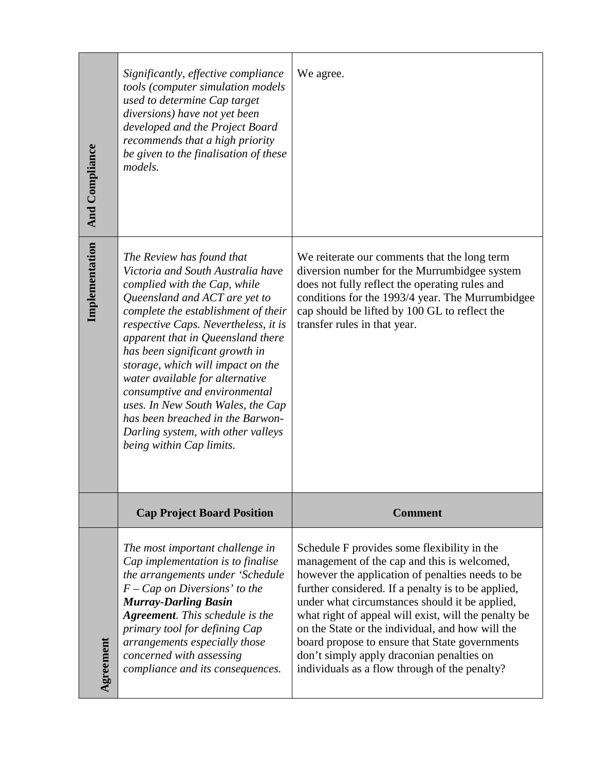| | | |
|---|---|---|
| **And Compliance** | *Significantly, effective compliance tools (computer simulation models used to determine Cap target diversions) have not yet been developed and the Project Board recommends that a high priority be given to the finalisation of these models.* | We agree. |
| **Implementation** | *The Review has found that Victoria and South Australia have complied with the Cap, while Queensland and ACT are yet to complete the establishment of their respective Caps. Nevertheless, it is apparent that in Queensland there has been significant growth in storage, which will impact on the water available for alternative consumptive and environmental uses. In New South Wales, the Cap has been breached in the Barwon-Darling system, with other valleys being within Cap limits.* | We reiterate our comments that the long term diversion number for the Murrumbidgee system does not fully reflect the operating rules and conditions for the 1993/4 year. The Murrumbidgee cap should be lifted by 100 GL to reflect the transfer rules in that year. |
| | **Cap Project Board Position** | **Comment** |
| **Agreement** | *The most important challenge in Cap implementation is to finalise the arrangements under 'Schedule F – Cap on Diversions' to the **Murray-Darling Basin Agreement**. This schedule is the primary tool for defining Cap arrangements especially those concerned with assessing compliance and its consequences.* | Schedule F provides some flexibility in the management of the cap and this is welcomed, however the application of penalties needs to be further considered. If a penalty is to be applied, under what circumstances should it be applied, what right of appeal will exist, will the penalty be on the State or the individual, and how will the board propose to ensure that State governments don't simply apply draconian penalties on individuals as a flow through of the penalty? |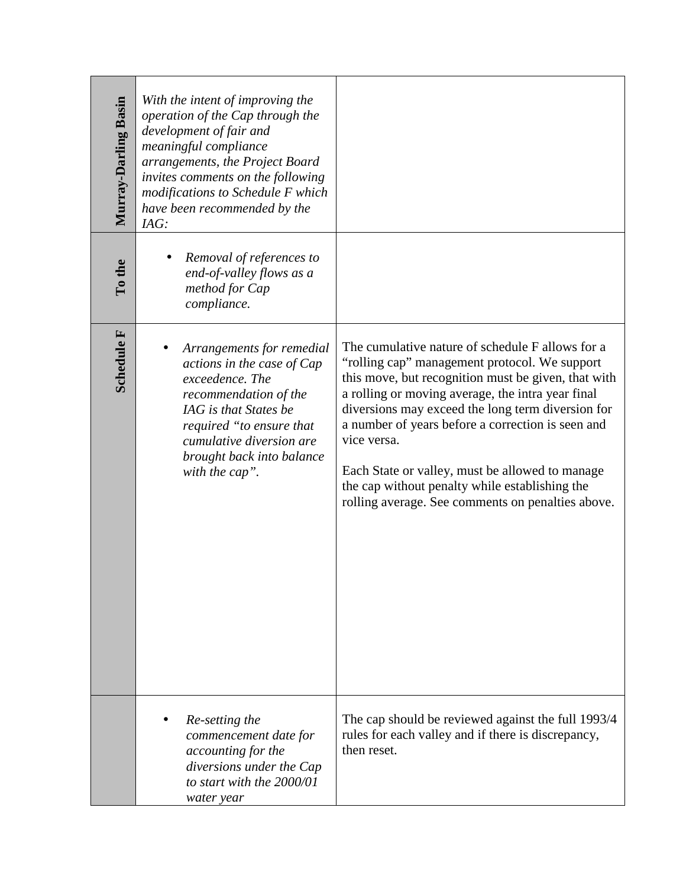| | | |
|---|---|---|
| **Murray-Darling Basin** | *With the intent of improving the operation of the Cap through the development of fair and meaningful compliance arrangements, the Project Board invites comments on the following modifications to Schedule F which have been recommended by the IAG:* | |
| **To the** | • *Removal of references to end-of-valley flows as a method for Cap compliance.* | |
| **Schedule F** | • *Arrangements for remedial actions in the case of Cap exceedence. The recommendation of the IAG is that States be required "to ensure that cumulative diversion are brought back into balance with the cap".* | The cumulative nature of schedule F allows for a "rolling cap" management protocol. We support this move, but recognition must be given, that with a rolling or moving average, the intra year final diversions may exceed the long term diversion for a number of years before a correction is seen and vice versa.<br><br>Each State or valley, must be allowed to manage the cap without penalty while establishing the rolling average. See comments on penalties above. |
| | • *Re-setting the commencement date for accounting for the diversions under the Cap to start with the 2000/01 water year* | The cap should be reviewed against the full 1993/4 rules for each valley and if there is discrepancy, then reset. |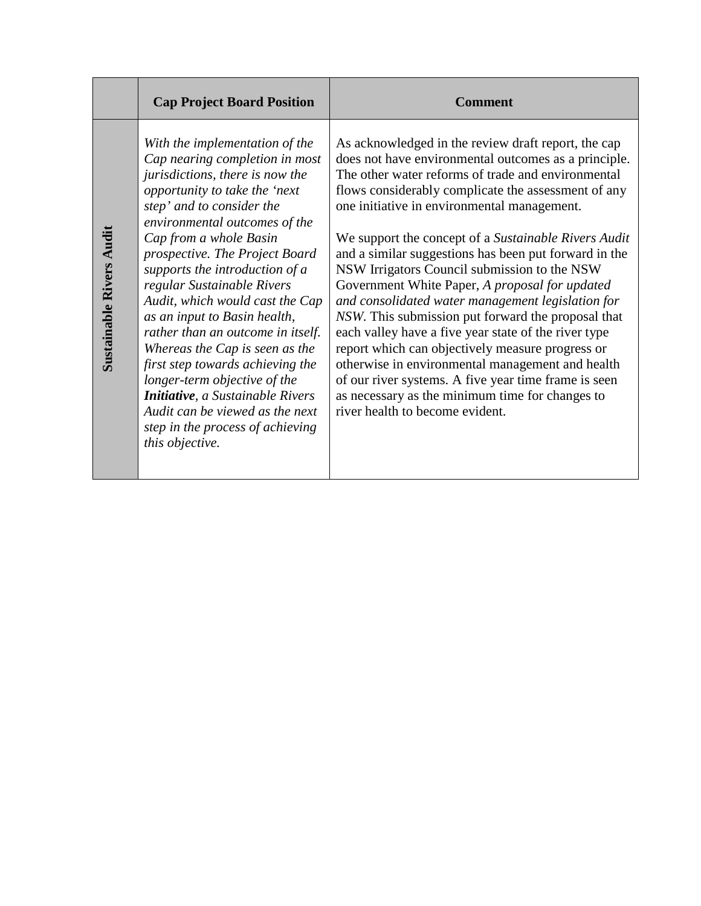| | **Cap Project Board Position** | **Comment** |
|---|---|---|
| **Sustainable Rivers Audit** | *With the implementation of the Cap nearing completion in most jurisdictions, there is now the opportunity to take the 'next step' and to consider the environmental outcomes of the Cap from a whole Basin prospective. The Project Board supports the introduction of a regular Sustainable Rivers Audit, which would cast the Cap as an input to Basin health, rather than an outcome in itself. Whereas the Cap is seen as the first step towards achieving the longer-term objective of the **Initiative**, a Sustainable Rivers Audit can be viewed as the next step in the process of achieving this objective.* | As acknowledged in the review draft report, the cap does not have environmental outcomes as a principle. The other water reforms of trade and environmental flows considerably complicate the assessment of any one initiative in environmental management.<br><br>We support the concept of a *Sustainable Rivers Audit* and a similar suggestions has been put forward in the NSW Irrigators Council submission to the NSW Government White Paper, *A proposal for updated and consolidated water management legislation for NSW.* This submission put forward the proposal that each valley have a five year state of the river type report which can objectively measure progress or otherwise in environmental management and health of our river systems. A five year time frame is seen as necessary as the minimum time for changes to river health to become evident. |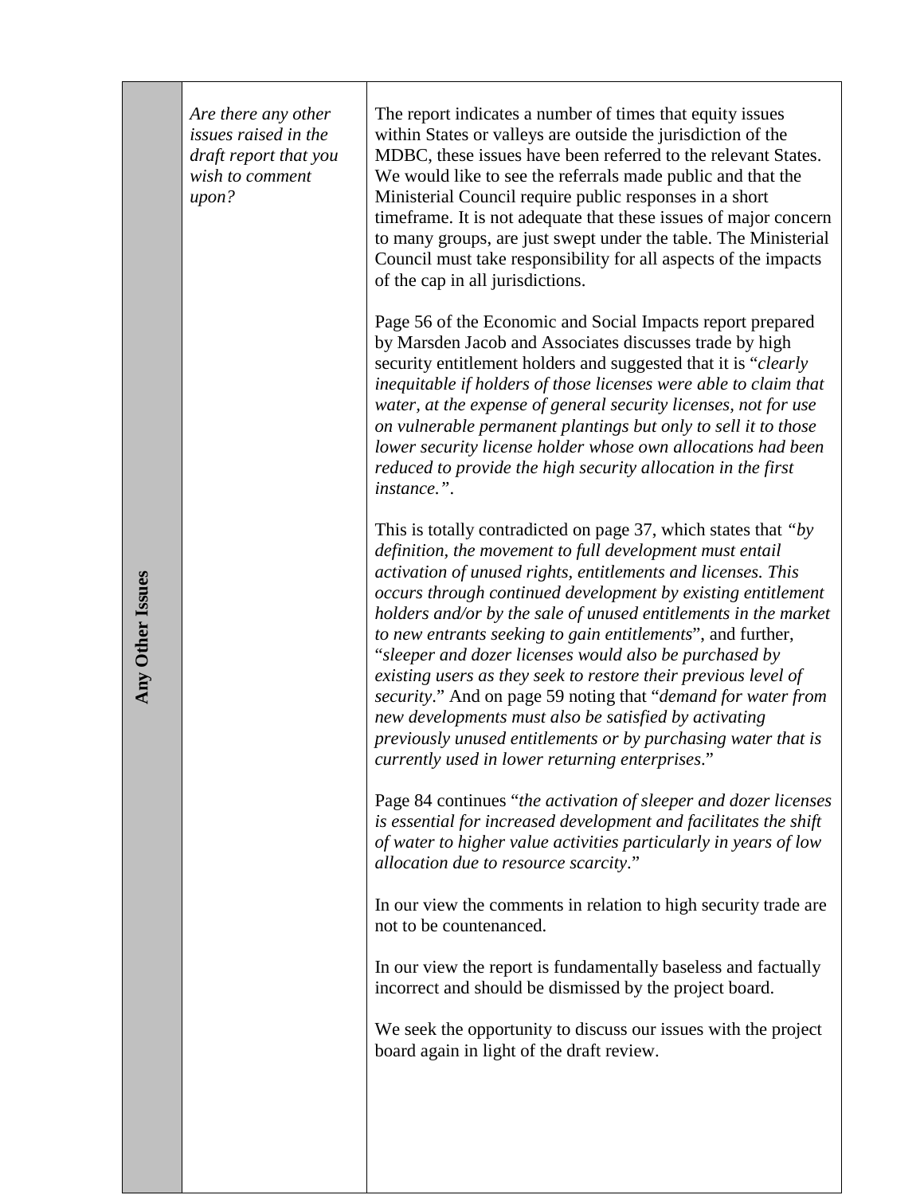| | | |
|---|---|---|
| **Any Other Issues** | *Are there any other issues raised in the draft report that you wish to comment upon?* | The report indicates a number of times that equity issues within States or valleys are outside the jurisdiction of the MDBC, these issues have been referred to the relevant States. We would like to see the referrals made public and that the Ministerial Council require public responses in a short timeframe. It is not adequate that these issues of major concern to many groups, are just swept under the table. The Ministerial Council must take responsibility for all aspects of the impacts of the cap in all jurisdictions.<br><br>Page 56 of the Economic and Social Impacts report prepared by Marsden Jacob and Associates discusses trade by high security entitlement holders and suggested that it is "*clearly inequitable if holders of those licenses were able to claim that water, at the expense of general security licenses, not for use on vulnerable permanent plantings but only to sell it to those lower security license holder whose own allocations had been reduced to provide the high security allocation in the first instance.".*<br><br>This is totally contradicted on page 37, which states that *"by definition, the movement to full development must entail activation of unused rights, entitlements and licenses. This occurs through continued development by existing entitlement holders and/or by the sale of unused entitlements in the market to new entrants seeking to gain entitlements*", and further, "*sleeper and dozer licenses would also be purchased by existing users as they seek to restore their previous level of security*." And on page 59 noting that "*demand for water from new developments must also be satisfied by activating previously unused entitlements or by purchasing water that is currently used in lower returning enterprises*."<br><br>Page 84 continues "*the activation of sleeper and dozer licenses is essential for increased development and facilitates the shift of water to higher value activities particularly in years of low allocation due to resource scarcity*."<br><br>In our view the comments in relation to high security trade are not to be countenanced.<br><br>In our view the report is fundamentally baseless and factually incorrect and should be dismissed by the project board.<br><br>We seek the opportunity to discuss our issues with the project board again in light of the draft review. |